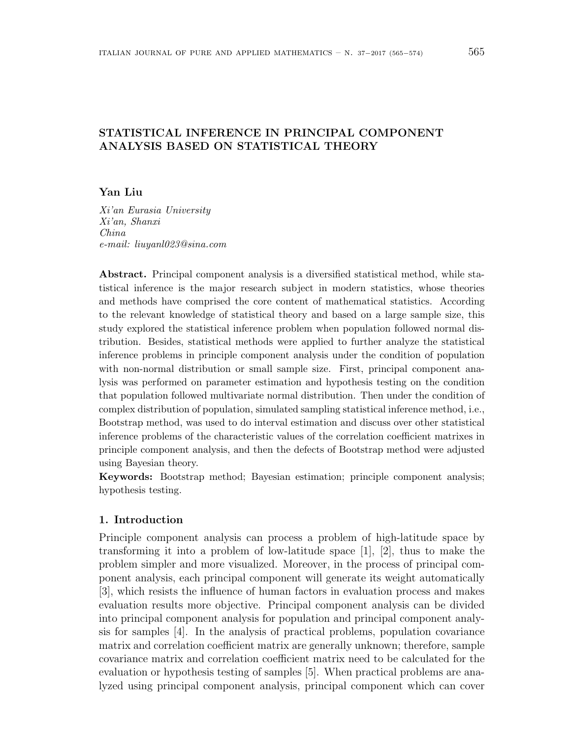# STATISTICAL INFERENCE IN PRINCIPAL COMPONENT ANALYSIS BASED ON STATISTICAL THEORY

**Yan Liu**

*Xi'an Eurasia University*
*Xi'an, Shanxi*
*China*
*e-mail: liuyanl023@sina.com*

**Abstract.** Principal component analysis is a diversified statistical method, while statistical inference is the major research subject in modern statistics, whose theories and methods have comprised the core content of mathematical statistics. According to the relevant knowledge of statistical theory and based on a large sample size, this study explored the statistical inference problem when population followed normal distribution. Besides, statistical methods were applied to further analyze the statistical inference problems in principle component analysis under the condition of population with non-normal distribution or small sample size. First, principal component analysis was performed on parameter estimation and hypothesis testing on the condition that population followed multivariate normal distribution. Then under the condition of complex distribution of population, simulated sampling statistical inference method, i.e., Bootstrap method, was used to do interval estimation and discuss over other statistical inference problems of the characteristic values of the correlation coefficient matrixes in principle component analysis, and then the defects of Bootstrap method were adjusted using Bayesian theory.

**Keywords:** Bootstrap method; Bayesian estimation; principle component analysis; hypothesis testing.

## 1. Introduction

Principle component analysis can process a problem of high-latitude space by transforming it into a problem of low-latitude space [1], [2], thus to make the problem simpler and more visualized. Moreover, in the process of principal component analysis, each principal component will generate its weight automatically [3], which resists the influence of human factors in evaluation process and makes evaluation results more objective. Principal component analysis can be divided into principal component analysis for population and principal component analysis for samples [4]. In the analysis of practical problems, population covariance matrix and correlation coefficient matrix are generally unknown; therefore, sample covariance matrix and correlation coefficient matrix need to be calculated for the evaluation or hypothesis testing of samples [5]. When practical problems are analyzed using principal component analysis, principal component which can cover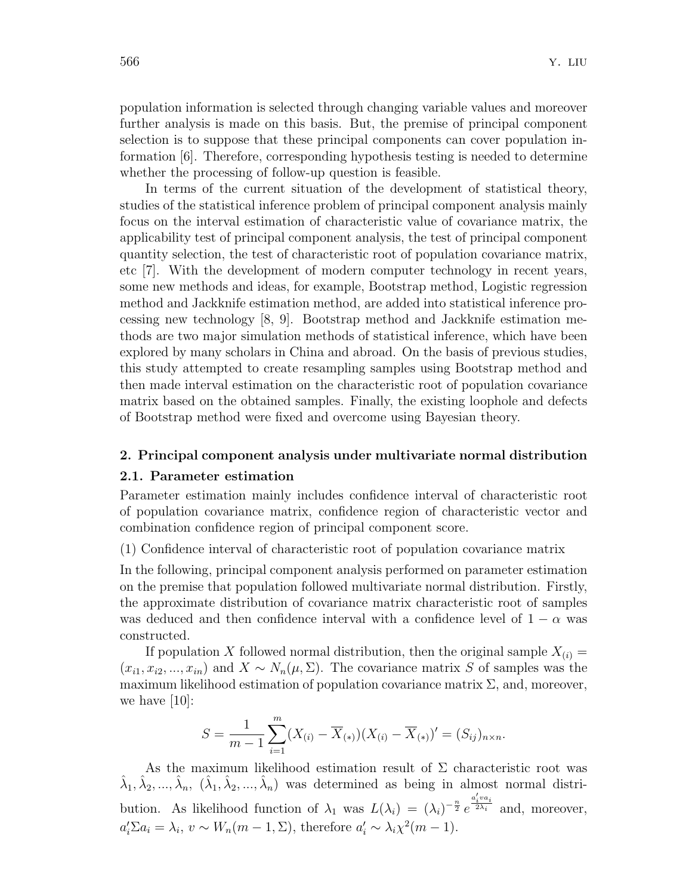population information is selected through changing variable values and moreover further analysis is made on this basis. But, the premise of principal component selection is to suppose that these principal components can cover population information [6]. Therefore, corresponding hypothesis testing is needed to determine whether the processing of follow-up question is feasible.

In terms of the current situation of the development of statistical theory, studies of the statistical inference problem of principal component analysis mainly focus on the interval estimation of characteristic value of covariance matrix, the applicability test of principal component analysis, the test of principal component quantity selection, the test of characteristic root of population covariance matrix, etc [7]. With the development of modern computer technology in recent years, some new methods and ideas, for example, Bootstrap method, Logistic regression method and Jackknife estimation method, are added into statistical inference processing new technology [8, 9]. Bootstrap method and Jackknife estimation methods are two major simulation methods of statistical inference, which have been explored by many scholars in China and abroad. On the basis of previous studies, this study attempted to create resampling samples using Bootstrap method and then made interval estimation on the characteristic root of population covariance matrix based on the obtained samples. Finally, the existing loophole and defects of Bootstrap method were fixed and overcome using Bayesian theory.

## 2. Principal component analysis under multivariate normal distribution

### 2.1. Parameter estimation

Parameter estimation mainly includes confidence interval of characteristic root of population covariance matrix, confidence region of characteristic vector and combination confidence region of principal component score.

(1) Confidence interval of characteristic root of population covariance matrix

In the following, principal component analysis performed on parameter estimation on the premise that population followed multivariate normal distribution. Firstly, the approximate distribution of covariance matrix characteristic root of samples was deduced and then confidence interval with a confidence level of $1-\alpha$ was constructed.

If population $X$ followed normal distribution, then the original sample $X_{(i)} = (x_{i1}, x_{i2}, ..., x_{in})$ and $X \sim N_n(\mu, \Sigma)$. The covariance matrix $S$ of samples was the maximum likelihood estimation of population covariance matrix $\Sigma$, and, moreover, we have [10]:

$$S = \frac{1}{m-1}\sum_{i=1}^{m}(X_{(i)} - \overline{X}_{(*)})(X_{(i)} - \overline{X}_{(*)})' = (S_{ij})_{n\times n}.$$

As the maximum likelihood estimation result of $\Sigma$ characteristic root was $\hat{\lambda}_1, \hat{\lambda}_2, ..., \hat{\lambda}_n$, $(\hat{\lambda}_1, \hat{\lambda}_2, ..., \hat{\lambda}_n)$ was determined as being in almost normal distribution. As likelihood function of $\lambda_1$ was $L(\lambda_i) = (\lambda_i)^{-\frac{n}{2}} e^{\frac{a_i' v a_i}{2\lambda_i}}$ and, moreover, $a_i'\Sigma a_i = \lambda_i$, $v \sim W_n(m-1, \Sigma)$, therefore $a_i' \sim \lambda_i \chi^2(m-1)$.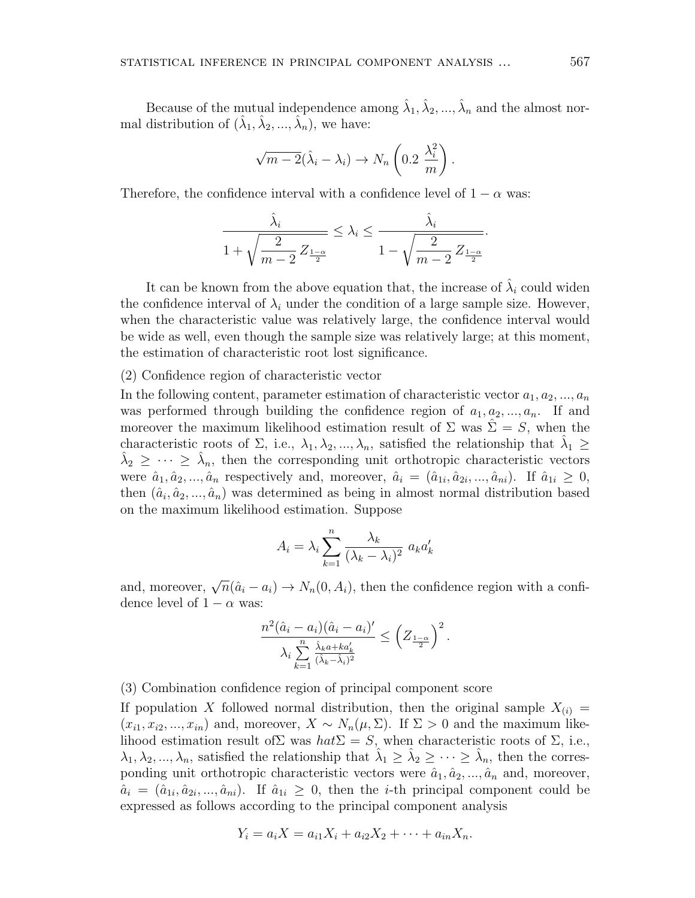Because of the mutual independence among $\hat{\lambda}_1, \hat{\lambda}_2, ..., \hat{\lambda}_n$ and the almost normal distribution of $(\hat{\lambda}_1, \hat{\lambda}_2, ..., \hat{\lambda}_n)$, we have:

$$\sqrt{m-2}(\hat{\lambda}_i - \lambda_i) \rightarrow N_n\left(0.2\ \frac{\lambda_i^2}{m}\right).$$

Therefore, the confidence interval with a confidence level of $1 - \alpha$ was:

$$\frac{\hat{\lambda}_i}{1 + \sqrt{\dfrac{2}{m-2}}\, Z_{\frac{1-\alpha}{2}}} \leq \lambda_i \leq \frac{\hat{\lambda}_i}{1 - \sqrt{\dfrac{2}{m-2}}\, Z_{\frac{1-\alpha}{2}}}.$$

It can be known from the above equation that, the increase of $\hat{\lambda}_i$ could widen the confidence interval of $\lambda_i$ under the condition of a large sample size. However, when the characteristic value was relatively large, the confidence interval would be wide as well, even though the sample size was relatively large; at this moment, the estimation of characteristic root lost significance.

(2) Confidence region of characteristic vector

In the following content, parameter estimation of characteristic vector $a_1, a_2, ..., a_n$ was performed through building the confidence region of $a_1, a_2, ..., a_n$. If and moreover the maximum likelihood estimation result of $\Sigma$ was $\hat{\Sigma} = S$, when the characteristic roots of $\Sigma$, i.e., $\lambda_1, \lambda_2, ..., \lambda_n$, satisfied the relationship that $\hat{\lambda}_1 \geq \hat{\lambda}_2 \geq \cdots \geq \hat{\lambda}_n$, then the corresponding unit orthotropic characteristic vectors were $\hat{a}_1, \hat{a}_2, ..., \hat{a}_n$ respectively and, moreover, $\hat{a}_i = (\hat{a}_{1i}, \hat{a}_{2i}, ..., \hat{a}_{ni})$. If $\hat{a}_{1i} \geq 0$, then $(\hat{a}_i, \hat{a}_2, ..., \hat{a}_n)$ was determined as being in almost normal distribution based on the maximum likelihood estimation. Suppose

$$A_i = \lambda_i \sum_{k=1}^{n} \frac{\lambda_k}{(\lambda_k - \lambda_i)^2}\ a_k a_k'$$

and, moreover, $\sqrt{n}(\hat{a}_i - a_i) \rightarrow N_n(0, A_i)$, then the confidence region with a confidence level of $1 - \alpha$ was:

$$\frac{n^2(\hat{a}_i - a_i)(\hat{a}_i - a_i)'}{\lambda_i \sum\limits_{k=1}^{n} \frac{\hat{\lambda}_k a + k a_k'}{(\hat{\lambda}_k - \hat{\lambda}_i)^2}} \leq \left(Z_{\frac{1-\alpha}{2}}\right)^2.$$

(3) Combination confidence region of principal component score

If population $X$ followed normal distribution, then the original sample $X_{(i)} = (x_{i1}, x_{i2}, ..., x_{in})$ and, moreover, $X \sim N_n(\mu, \Sigma)$. If $\Sigma > 0$ and the maximum likelihood estimation result of$\Sigma$ was $hat\Sigma = S$, when characteristic roots of $\Sigma$, i.e., $\lambda_1, \lambda_2, ..., \lambda_n$, satisfied the relationship that $\hat{\lambda}_1 \geq \hat{\lambda}_2 \geq \cdots \geq \hat{\lambda}_n$, then the corresponding unit orthotropic characteristic vectors were $\hat{a}_1, \hat{a}_2, ..., \hat{a}_n$ and, moreover, $\hat{a}_i = (\hat{a}_{1i}, \hat{a}_{2i}, ..., \hat{a}_{ni})$. If $\hat{a}_{1i} \geq 0$, then the $i$-th principal component could be expressed as follows according to the principal component analysis

$$Y_i = a_i X = a_{i1} X_i + a_{i2} X_2 + \cdots + a_{in} X_n.$$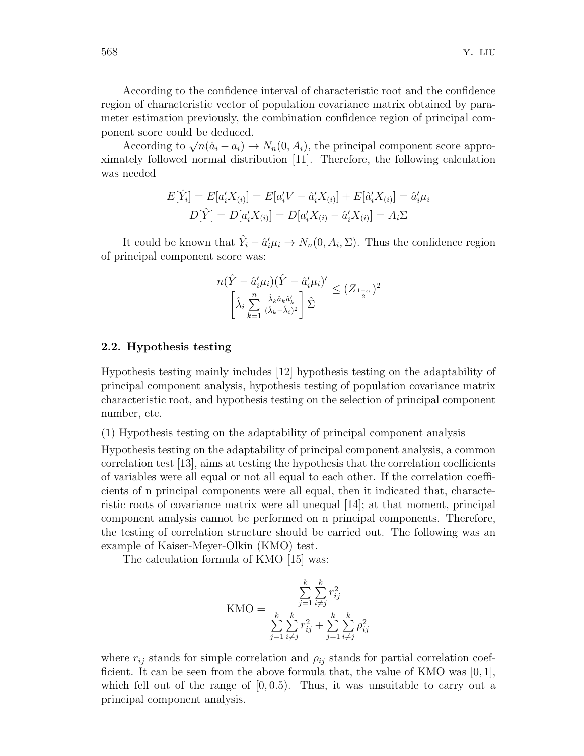According to the confidence interval of characteristic root and the confidence region of characteristic vector of population covariance matrix obtained by parameter estimation previously, the combination confidence region of principal component score could be deduced.

According to $\sqrt{n}(\hat{a}_i - a_i) \to N_n(0, A_i)$, the principal component score approximately followed normal distribution [11]. Therefore, the following calculation was needed

$$E[\hat{Y}_i] = E[a_i' X_{(i)}] = E[a_i' V - \hat{a}_i' X_{(i)}] + E[\hat{a}_i' X_{(i)}] = \hat{a}_i' \mu_i$$
$$D[\hat{Y}] = D[a_i' X_{(i)}] = D[a_i' X_{(i)} - \hat{a}_i' X_{(i)}] = A_i \Sigma$$

It could be known that $\hat{Y}_i - \hat{a}_i' \mu_i \to N_n(0, A_i, \Sigma)$. Thus the confidence region of principal component score was:

$$\frac{n(\hat{Y} - \hat{a}_i'\mu_i)(\hat{Y} - \hat{a}_i'\mu_i)'}{\left[\hat{\lambda}_i \sum_{k=1}^{n} \frac{\hat{\lambda}_k \hat{a}_k \hat{a}_k'}{(\hat{\lambda}_k - \hat{\lambda}_i)^2}\right] \hat{\Sigma}} \leq (Z_{\frac{1-\alpha}{2}})^2$$

## 2.2. Hypothesis testing

Hypothesis testing mainly includes [12] hypothesis testing on the adaptability of principal component analysis, hypothesis testing of population covariance matrix characteristic root, and hypothesis testing on the selection of principal component number, etc.

(1) Hypothesis testing on the adaptability of principal component analysis

Hypothesis testing on the adaptability of principal component analysis, a common correlation test [13], aims at testing the hypothesis that the correlation coefficients of variables were all equal or not all equal to each other. If the correlation coefficients of n principal components were all equal, then it indicated that, characteristic roots of covariance matrix were all unequal [14]; at that moment, principal component analysis cannot be performed on n principal components. Therefore, the testing of correlation structure should be carried out. The following was an example of Kaiser-Meyer-Olkin (KMO) test.

The calculation formula of KMO [15] was:

$$\text{KMO} = \frac{\sum_{j=1}^{k} \sum_{i \neq j}^{k} r_{ij}^2}{\sum_{j=1}^{k} \sum_{i \neq j}^{k} r_{ij}^2 + \sum_{j=1}^{k} \sum_{i \neq j}^{k} \rho_{ij}^2}$$

where $r_{ij}$ stands for simple correlation and $\rho_{ij}$ stands for partial correlation coefficient. It can be seen from the above formula that, the value of KMO was $[0, 1]$, which fell out of the range of $[0, 0.5)$. Thus, it was unsuitable to carry out a principal component analysis.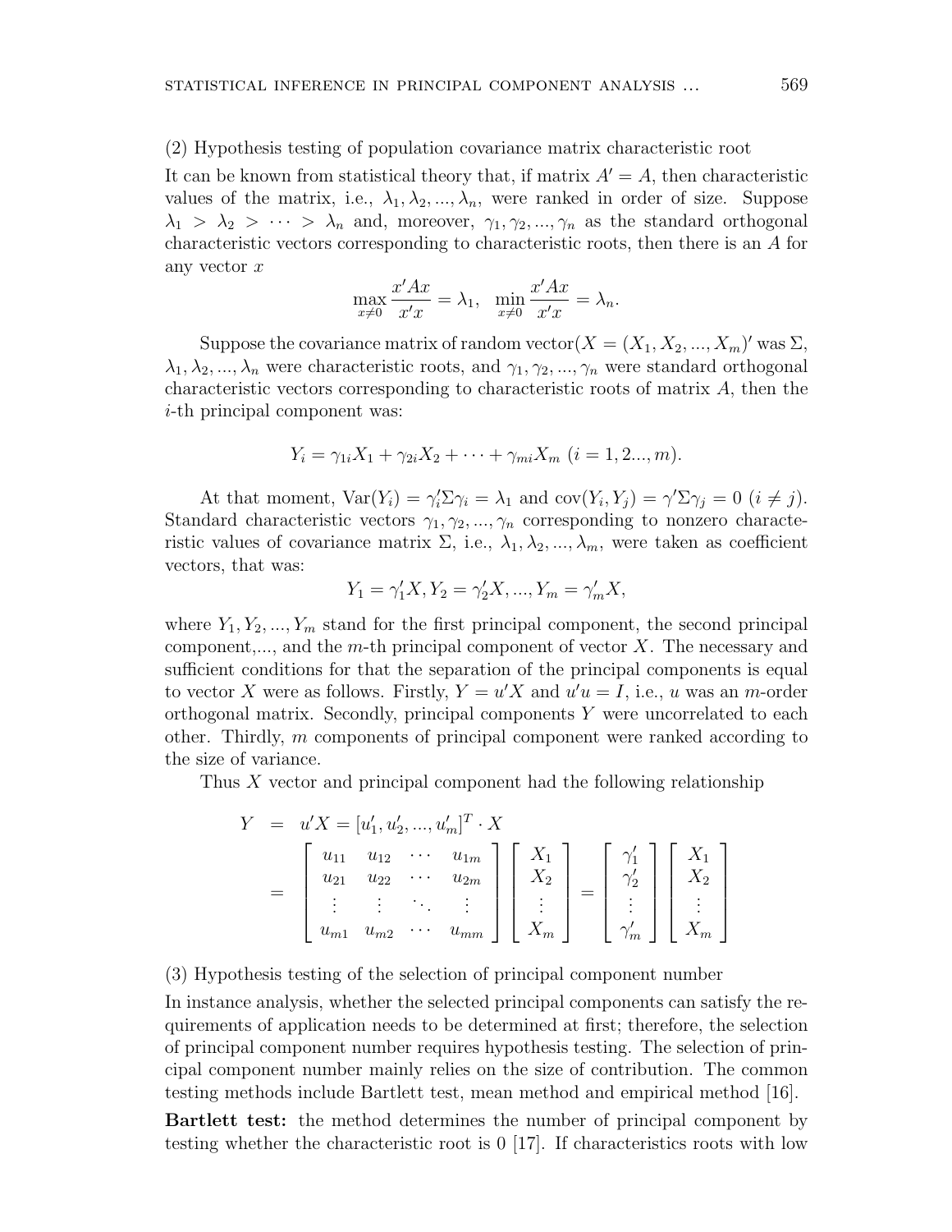(2) Hypothesis testing of population covariance matrix characteristic root

It can be known from statistical theory that, if matrix $A' = A$, then characteristic values of the matrix, i.e., $\lambda_1, \lambda_2, ..., \lambda_n$, were ranked in order of size. Suppose $\lambda_1 > \lambda_2 > \cdots > \lambda_n$ and, moreover, $\gamma_1, \gamma_2, ..., \gamma_n$ as the standard orthogonal characteristic vectors corresponding to characteristic roots, then there is an $A$ for any vector $x$

$$\max_{x \neq 0} \frac{x'Ax}{x'x} = \lambda_1, \quad \min_{x \neq 0} \frac{x'Ax}{x'x} = \lambda_n.$$

Suppose the covariance matrix of random vector($X = (X_1, X_2, ..., X_m)'$ was $\Sigma$, $\lambda_1, \lambda_2, ..., \lambda_n$ were characteristic roots, and $\gamma_1, \gamma_2, ..., \gamma_n$ were standard orthogonal characteristic vectors corresponding to characteristic roots of matrix $A$, then the $i$-th principal component was:

$$Y_i = \gamma_{1i}X_1 + \gamma_{2i}X_2 + \cdots + \gamma_{mi}X_m \ (i = 1, 2..., m).$$

At that moment, $\mathrm{Var}(Y_i) = \gamma_i'\Sigma\gamma_i = \lambda_1$ and $\mathrm{cov}(Y_i, Y_j) = \gamma'\Sigma\gamma_j = 0 \ (i \neq j)$. Standard characteristic vectors $\gamma_1, \gamma_2, ..., \gamma_n$ corresponding to nonzero characteristic values of covariance matrix $\Sigma$, i.e., $\lambda_1, \lambda_2, ..., \lambda_m$, were taken as coefficient vectors, that was:

$$Y_1 = \gamma_1'X, Y_2 = \gamma_2'X, ..., Y_m = \gamma_m'X,$$

where $Y_1, Y_2, ..., Y_m$ stand for the first principal component, the second principal component,..., and the $m$-th principal component of vector $X$. The necessary and sufficient conditions for that the separation of the principal components is equal to vector $X$ were as follows. Firstly, $Y = u'X$ and $u'u = I$, i.e., $u$ was an $m$-order orthogonal matrix. Secondly, principal components $Y$ were uncorrelated to each other. Thirdly, $m$ components of principal component were ranked according to the size of variance.

Thus $X$ vector and principal component had the following relationship

$$\begin{aligned} Y &= u'X = [u_1', u_2', ..., u_m']^T \cdot X \\ &= \begin{bmatrix} u_{11} & u_{12} & \cdots & u_{1m} \\ u_{21} & u_{22} & \cdots & u_{2m} \\ \vdots & \vdots & \ddots & \vdots \\ u_{m1} & u_{m2} & \cdots & u_{mm} \end{bmatrix} \begin{bmatrix} X_1 \\ X_2 \\ \vdots \\ X_m \end{bmatrix} = \begin{bmatrix} \gamma_1' \\ \gamma_2' \\ \vdots \\ \gamma_m' \end{bmatrix} \begin{bmatrix} X_1 \\ X_2 \\ \vdots \\ X_m \end{bmatrix} \end{aligned}$$

(3) Hypothesis testing of the selection of principal component number

In instance analysis, whether the selected principal components can satisfy the requirements of application needs to be determined at first; therefore, the selection of principal component number requires hypothesis testing. The selection of principal component number mainly relies on the size of contribution. The common testing methods include Bartlett test, mean method and empirical method [16].

**Bartlett test:** the method determines the number of principal component by testing whether the characteristic root is 0 [17]. If characteristics roots with low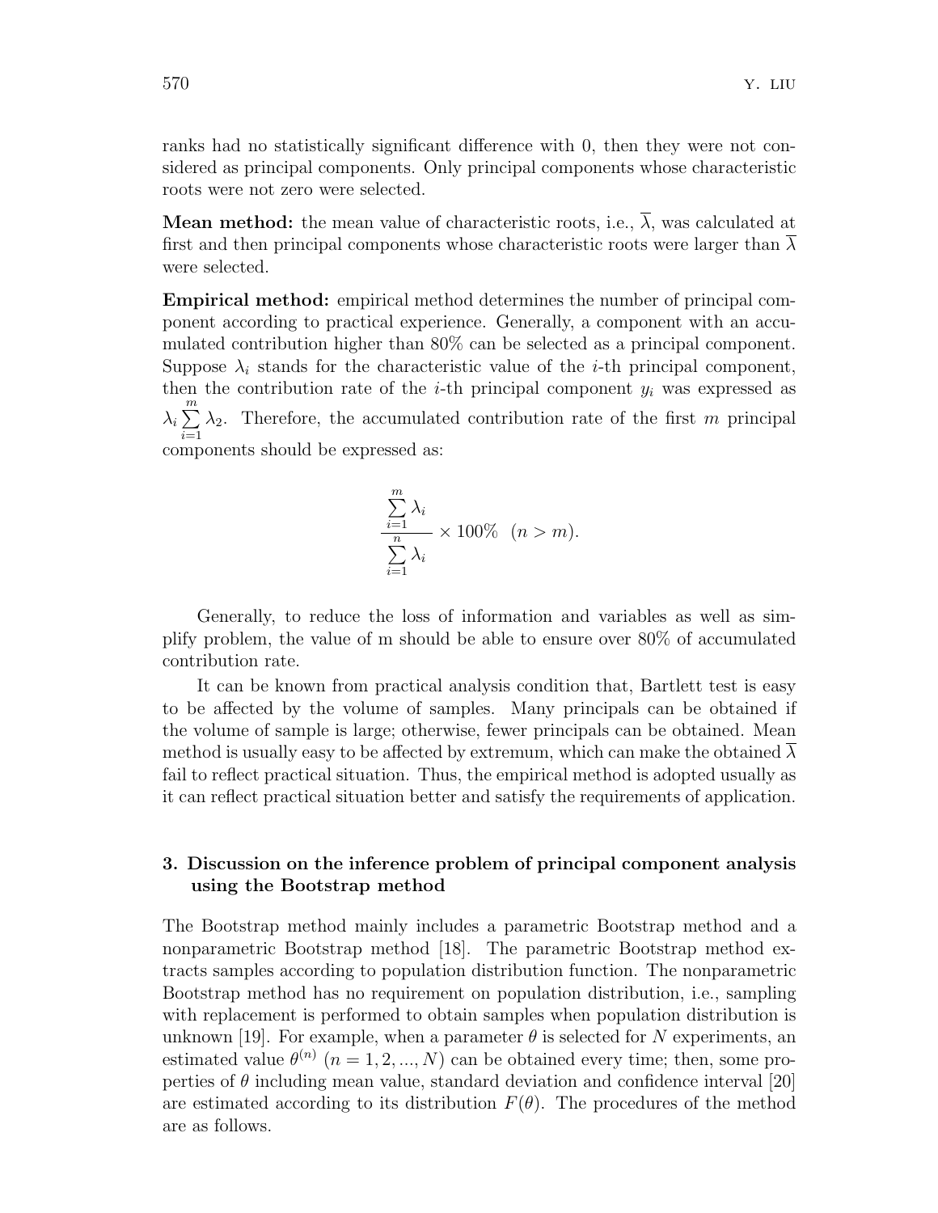ranks had no statistically significant difference with 0, then they were not considered as principal components. Only principal components whose characteristic roots were not zero were selected.

**Mean method:** the mean value of characteristic roots, i.e., $\overline{\lambda}$, was calculated at first and then principal components whose characteristic roots were larger than $\overline{\lambda}$ were selected.

**Empirical method:** empirical method determines the number of principal component according to practical experience. Generally, a component with an accumulated contribution higher than 80% can be selected as a principal component. Suppose $\lambda_i$ stands for the characteristic value of the $i$-th principal component, then the contribution rate of the $i$-th principal component $y_i$ was expressed as $\lambda_i \sum_{i=1}^{m} \lambda_2$. Therefore, the accumulated contribution rate of the first $m$ principal components should be expressed as:

$$\frac{\sum_{i=1}^{m} \lambda_i}{\sum_{i=1}^{n} \lambda_i} \times 100\% \quad (n > m).$$

Generally, to reduce the loss of information and variables as well as simplify problem, the value of m should be able to ensure over 80% of accumulated contribution rate.

It can be known from practical analysis condition that, Bartlett test is easy to be affected by the volume of samples. Many principals can be obtained if the volume of sample is large; otherwise, fewer principals can be obtained. Mean method is usually easy to be affected by extremum, which can make the obtained $\overline{\lambda}$ fail to reflect practical situation. Thus, the empirical method is adopted usually as it can reflect practical situation better and satisfy the requirements of application.

## 3. Discussion on the inference problem of principal component analysis using the Bootstrap method

The Bootstrap method mainly includes a parametric Bootstrap method and a nonparametric Bootstrap method [18]. The parametric Bootstrap method extracts samples according to population distribution function. The nonparametric Bootstrap method has no requirement on population distribution, i.e., sampling with replacement is performed to obtain samples when population distribution is unknown [19]. For example, when a parameter $\theta$ is selected for $N$ experiments, an estimated value $\theta^{(n)}$ $(n = 1, 2, ..., N)$ can be obtained every time; then, some properties of $\theta$ including mean value, standard deviation and confidence interval [20] are estimated according to its distribution $F(\theta)$. The procedures of the method are as follows.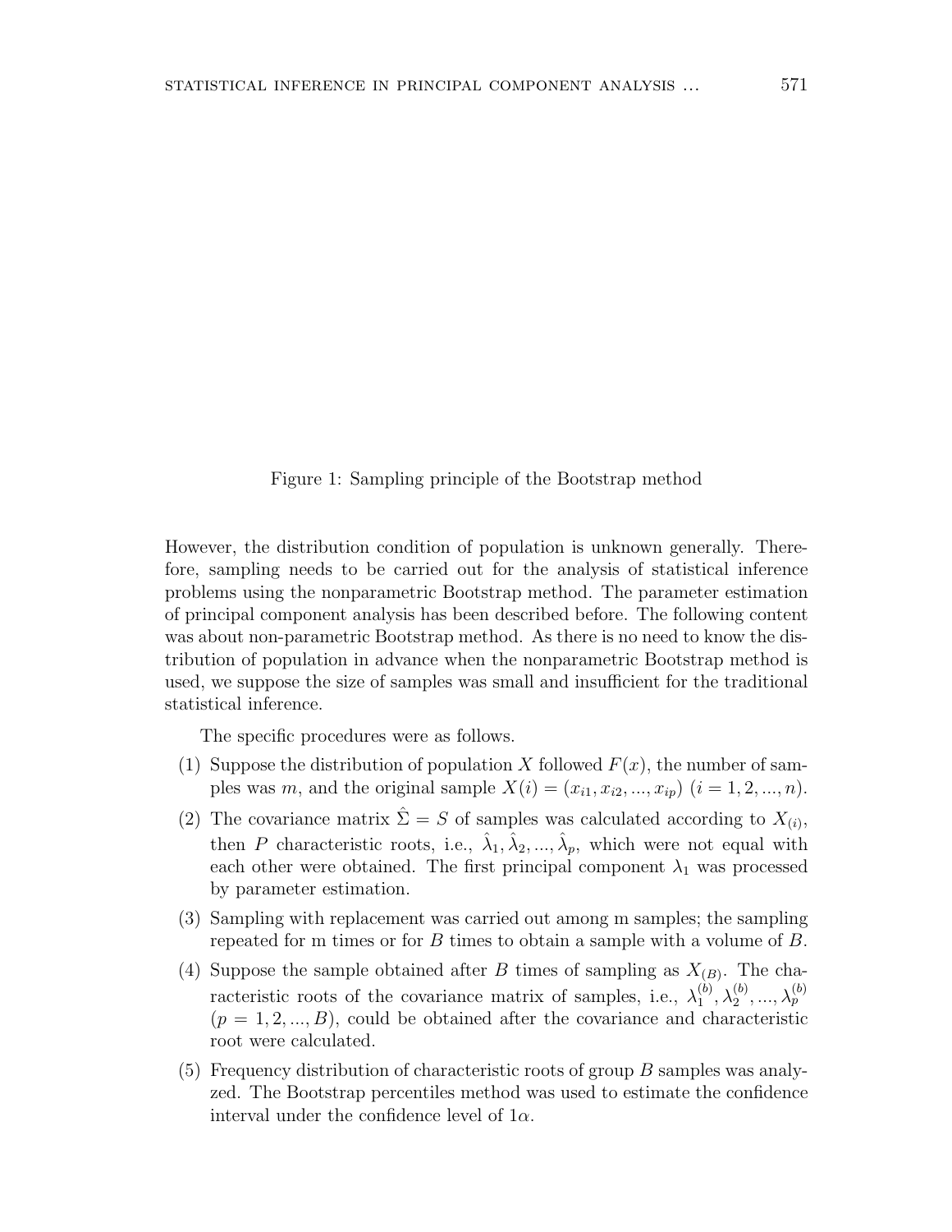Figure 1: Sampling principle of the Bootstrap method

However, the distribution condition of population is unknown generally. Therefore, sampling needs to be carried out for the analysis of statistical inference problems using the nonparametric Bootstrap method. The parameter estimation of principal component analysis has been described before. The following content was about non-parametric Bootstrap method. As there is no need to know the distribution of population in advance when the nonparametric Bootstrap method is used, we suppose the size of samples was small and insufficient for the traditional statistical inference.

The specific procedures were as follows.

(1) Suppose the distribution of population $X$ followed $F(x)$, the number of samples was $m$, and the original sample $X(i) = (x_{i1}, x_{i2}, ..., x_{ip})$ $(i = 1, 2, ..., n)$.

(2) The covariance matrix $\hat{\Sigma} = S$ of samples was calculated according to $X_{(i)}$, then $P$ characteristic roots, i.e., $\hat{\lambda}_1, \hat{\lambda}_2, ..., \hat{\lambda}_p$, which were not equal with each other were obtained. The first principal component $\lambda_1$ was processed by parameter estimation.

(3) Sampling with replacement was carried out among m samples; the sampling repeated for m times or for $B$ times to obtain a sample with a volume of $B$.

(4) Suppose the sample obtained after $B$ times of sampling as $X_{(B)}$. The characteristic roots of the covariance matrix of samples, i.e., $\lambda_1^{(b)}, \lambda_2^{(b)}, ..., \lambda_p^{(b)}$ $(p = 1, 2, ..., B)$, could be obtained after the covariance and characteristic root were calculated.

(5) Frequency distribution of characteristic roots of group $B$ samples was analyzed. The Bootstrap percentiles method was used to estimate the confidence interval under the confidence level of $1\alpha$.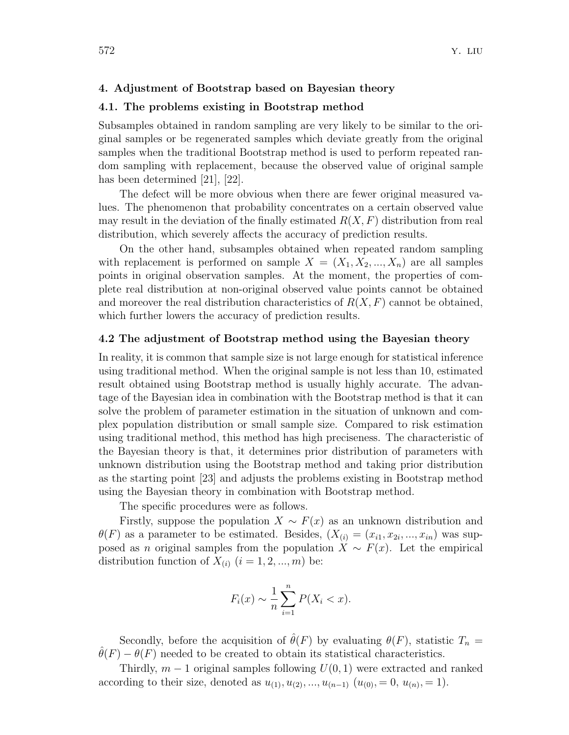## 4. Adjustment of Bootstrap based on Bayesian theory

### 4.1. The problems existing in Bootstrap method

Subsamples obtained in random sampling are very likely to be similar to the original samples or be regenerated samples which deviate greatly from the original samples when the traditional Bootstrap method is used to perform repeated random sampling with replacement, because the observed value of original sample has been determined [21], [22].

The defect will be more obvious when there are fewer original measured values. The phenomenon that probability concentrates on a certain observed value may result in the deviation of the finally estimated $R(X, F)$ distribution from real distribution, which severely affects the accuracy of prediction results.

On the other hand, subsamples obtained when repeated random sampling with replacement is performed on sample $X = (X_1, X_2, ..., X_n)$ are all samples points in original observation samples. At the moment, the properties of complete real distribution at non-original observed value points cannot be obtained and moreover the real distribution characteristics of $R(X, F)$ cannot be obtained, which further lowers the accuracy of prediction results.

### 4.2 The adjustment of Bootstrap method using the Bayesian theory

In reality, it is common that sample size is not large enough for statistical inference using traditional method. When the original sample is not less than 10, estimated result obtained using Bootstrap method is usually highly accurate. The advantage of the Bayesian idea in combination with the Bootstrap method is that it can solve the problem of parameter estimation in the situation of unknown and complex population distribution or small sample size. Compared to risk estimation using traditional method, this method has high preciseness. The characteristic of the Bayesian theory is that, it determines prior distribution of parameters with unknown distribution using the Bootstrap method and taking prior distribution as the starting point [23] and adjusts the problems existing in Bootstrap method using the Bayesian theory in combination with Bootstrap method.

The specific procedures were as follows.

Firstly, suppose the population $X \sim F(x)$ as an unknown distribution and $\theta(F)$ as a parameter to be estimated. Besides, $(X_{(i)} = (x_{i1}, x_{2i}, ..., x_{in})$ was supposed as $n$ original samples from the population $X \sim F(x)$. Let the empirical distribution function of $X_{(i)}$ $(i = 1, 2, ..., m)$ be:

$$F_i(x) \sim \frac{1}{n} \sum_{i=1}^{n} P(X_i < x).$$

Secondly, before the acquisition of $\hat{\theta}(F)$ by evaluating $\theta(F)$, statistic $T_n = \hat{\theta}(F) - \theta(F)$ needed to be created to obtain its statistical characteristics.

Thirdly, $m - 1$ original samples following $U(0, 1)$ were extracted and ranked according to their size, denoted as $u_{(1)}, u_{(2)}, ..., u_{(n-1)}$ $(u_{(0)}, = 0,\ u_{(n)}, = 1)$.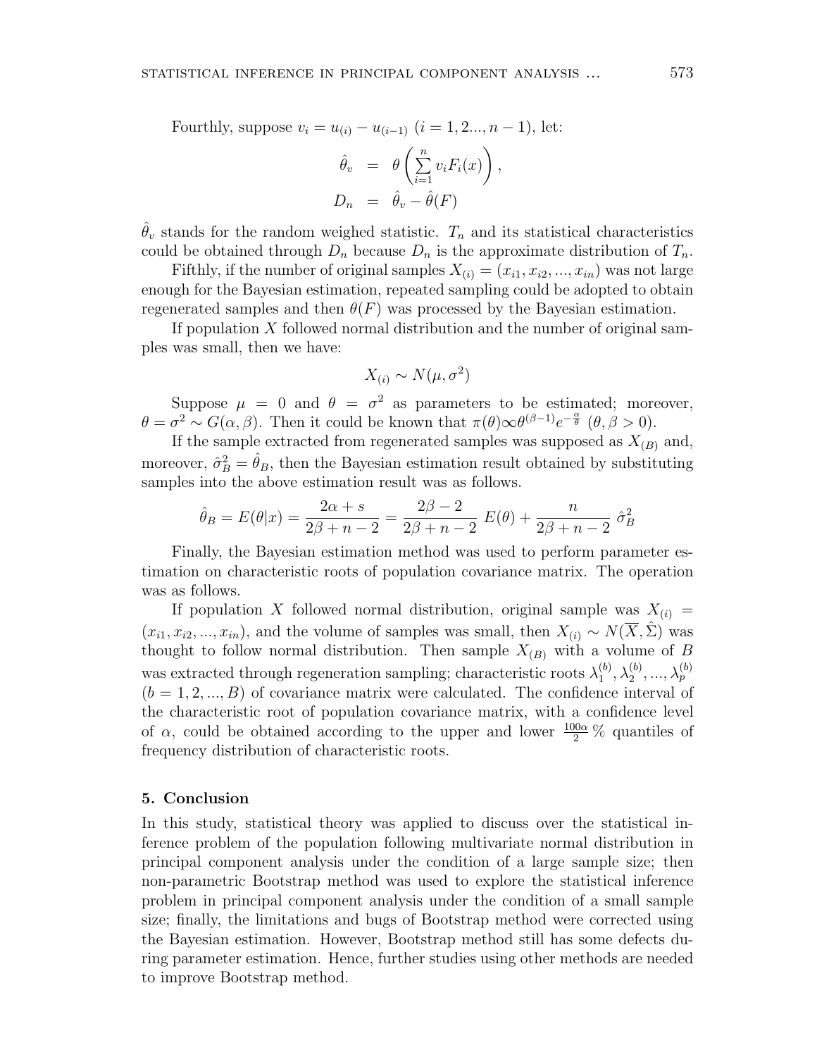Fourthly, suppose $v_i = u_{(i)} - u_{(i-1)}$ $(i = 1, 2..., n-1)$, let:

$$\begin{aligned} \hat{\theta}_v &= \theta\left(\sum_{i=1}^{n} v_i F_i(x)\right), \\ D_n &= \hat{\theta}_v - \hat{\theta}(F) \end{aligned}$$

$\hat{\theta}_v$ stands for the random weighed statistic. $T_n$ and its statistical characteristics could be obtained through $D_n$ because $D_n$ is the approximate distribution of $T_n$.

Fifthly, if the number of original samples $X_{(i)} = (x_{i1}, x_{i2}, ..., x_{in})$ was not large enough for the Bayesian estimation, repeated sampling could be adopted to obtain regenerated samples and then $\theta(F)$ was processed by the Bayesian estimation.

If population $X$ followed normal distribution and the number of original samples was small, then we have:

$$X_{(i)} \sim N(\mu, \sigma^2)$$

Suppose $\mu = 0$ and $\theta = \sigma^2$ as parameters to be estimated; moreover, $\theta = \sigma^2 \sim G(\alpha, \beta)$. Then it could be known that $\pi(\theta) \infty \theta^{(\beta-1)} e^{-\frac{\alpha}{\theta}}$ $(\theta, \beta > 0)$.

If the sample extracted from regenerated samples was supposed as $X_{(B)}$ and, moreover, $\hat{\sigma}_B^2 = \hat{\theta}_B$, then the Bayesian estimation result obtained by substituting samples into the above estimation result was as follows.

$$\hat{\theta}_B = E(\theta|x) = \frac{2\alpha + s}{2\beta + n - 2} = \frac{2\beta - 2}{2\beta + n - 2}\, E(\theta) + \frac{n}{2\beta + n - 2}\, \hat{\sigma}_B^2$$

Finally, the Bayesian estimation method was used to perform parameter estimation on characteristic roots of population covariance matrix. The operation was as follows.

If population $X$ followed normal distribution, original sample was $X_{(i)} = (x_{i1}, x_{i2}, ..., x_{in})$, and the volume of samples was small, then $X_{(i)} \sim N(\overline{X}, \hat{\Sigma})$ was thought to follow normal distribution. Then sample $X_{(B)}$ with a volume of $B$ was extracted through regeneration sampling; characteristic roots $\lambda_1^{(b)}, \lambda_2^{(b)}, ..., \lambda_p^{(b)}$ $(b = 1, 2, ..., B)$ of covariance matrix were calculated. The confidence interval of the characteristic root of population covariance matrix, with a confidence level of $\alpha$, could be obtained according to the upper and lower $\frac{100\alpha}{2}\,\%$ quantiles of frequency distribution of characteristic roots.

## 5. Conclusion

In this study, statistical theory was applied to discuss over the statistical inference problem of the population following multivariate normal distribution in principal component analysis under the condition of a large sample size; then non-parametric Bootstrap method was used to explore the statistical inference problem in principal component analysis under the condition of a small sample size; finally, the limitations and bugs of Bootstrap method were corrected using the Bayesian estimation. However, Bootstrap method still has some defects during parameter estimation. Hence, further studies using other methods are needed to improve Bootstrap method.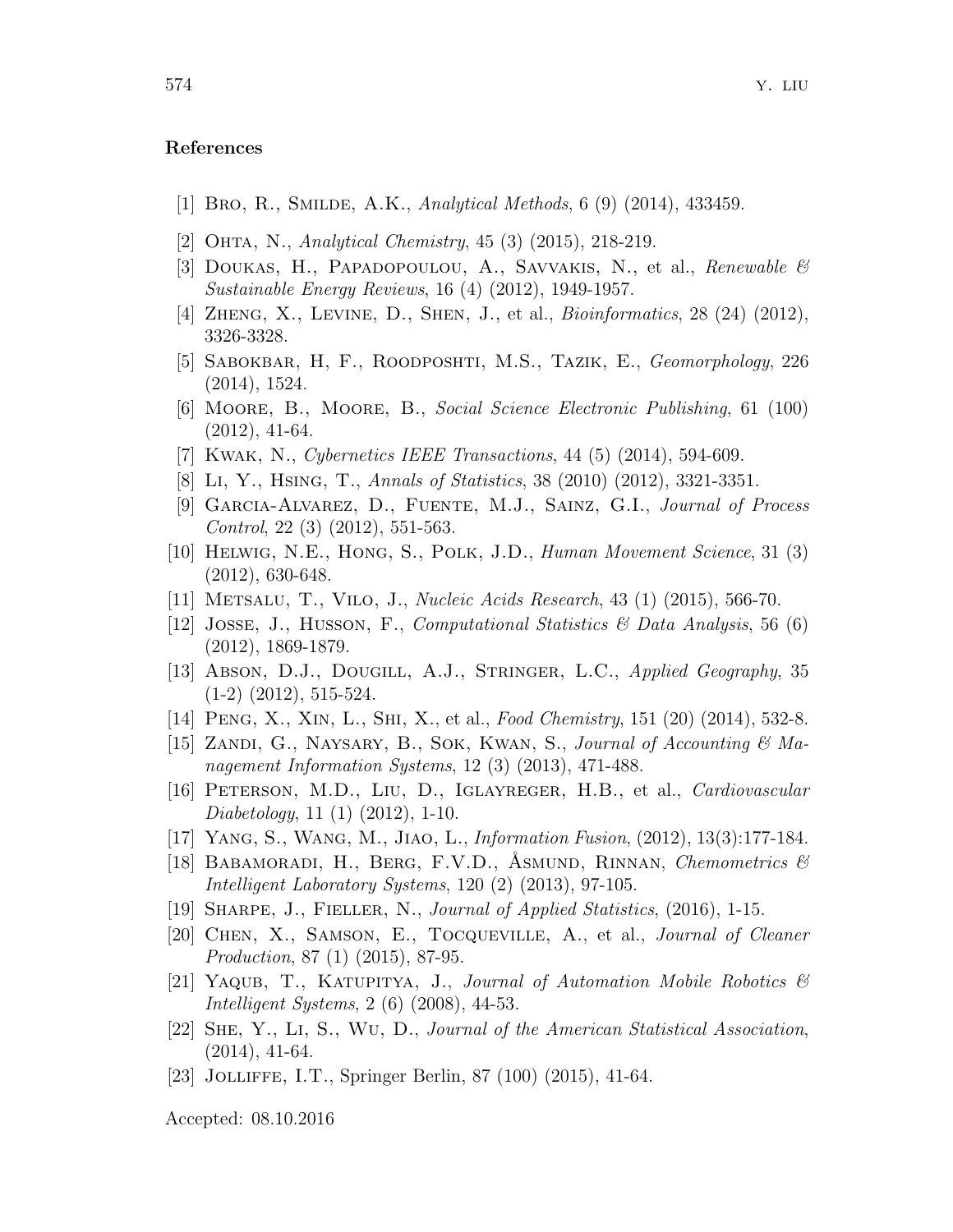**References**

[1] Bro, R., Smilde, A.K., *Analytical Methods*, 6 (9) (2014), 433459.

[2] Ohta, N., *Analytical Chemistry*, 45 (3) (2015), 218-219.

[3] Doukas, H., Papadopoulou, A., Savvakis, N., et al., *Renewable & Sustainable Energy Reviews*, 16 (4) (2012), 1949-1957.

[4] Zheng, X., Levine, D., Shen, J., et al., *Bioinformatics*, 28 (24) (2012), 3326-3328.

[5] Sabokbar, H, F., Roodposhti, M.S., Tazik, E., *Geomorphology*, 226 (2014), 1524.

[6] Moore, B., Moore, B., *Social Science Electronic Publishing*, 61 (100) (2012), 41-64.

[7] Kwak, N., *Cybernetics IEEE Transactions*, 44 (5) (2014), 594-609.

[8] Li, Y., Hsing, T., *Annals of Statistics*, 38 (2010) (2012), 3321-3351.

[9] Garcia-Alvarez, D., Fuente, M.J., Sainz, G.I., *Journal of Process Control*, 22 (3) (2012), 551-563.

[10] Helwig, N.E., Hong, S., Polk, J.D., *Human Movement Science*, 31 (3) (2012), 630-648.

[11] Metsalu, T., Vilo, J., *Nucleic Acids Research*, 43 (1) (2015), 566-70.

[12] Josse, J., Husson, F., *Computational Statistics & Data Analysis*, 56 (6) (2012), 1869-1879.

[13] Abson, D.J., Dougill, A.J., Stringer, L.C., *Applied Geography*, 35 (1-2) (2012), 515-524.

[14] Peng, X., Xin, L., Shi, X., et al., *Food Chemistry*, 151 (20) (2014), 532-8.

[15] Zandi, G., Naysary, B., Sok, Kwan, S., *Journal of Accounting & Management Information Systems*, 12 (3) (2013), 471-488.

[16] Peterson, M.D., Liu, D., Iglayreger, H.B., et al., *Cardiovascular Diabetology*, 11 (1) (2012), 1-10.

[17] Yang, S., Wang, M., Jiao, L., *Information Fusion*, (2012), 13(3):177-184.

[18] Babamoradi, H., Berg, F.V.D., Åsmund, Rinnan, *Chemometrics & Intelligent Laboratory Systems*, 120 (2) (2013), 97-105.

[19] Sharpe, J., Fieller, N., *Journal of Applied Statistics*, (2016), 1-15.

[20] Chen, X., Samson, E., Tocqueville, A., et al., *Journal of Cleaner Production*, 87 (1) (2015), 87-95.

[21] Yaqub, T., Katupitya, J., *Journal of Automation Mobile Robotics & Intelligent Systems*, 2 (6) (2008), 44-53.

[22] She, Y., Li, S., Wu, D., *Journal of the American Statistical Association*, (2014), 41-64.

[23] Jolliffe, I.T., Springer Berlin, 87 (100) (2015), 41-64.

Accepted: 08.10.2016